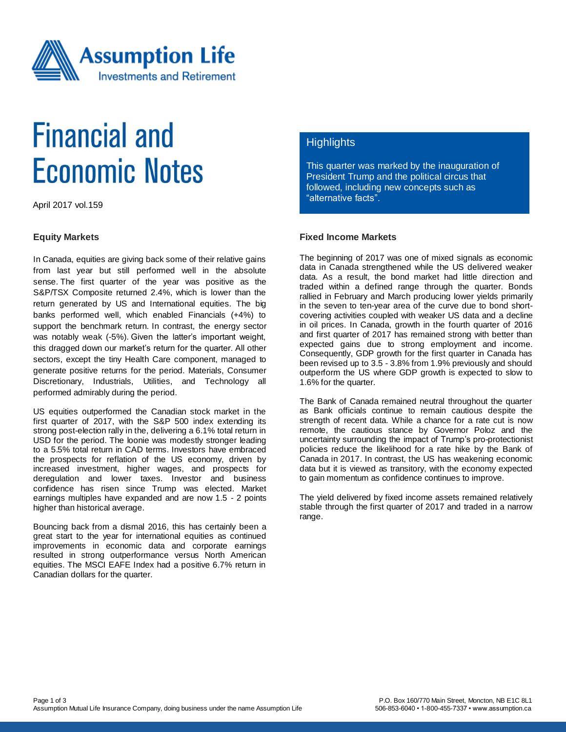# Financial and Economic Notes

April 2017 vol.159

## Highlights

This quarter was marked by the inauguration of President Trump and the political circus that followed, including new concepts such as “alternative facts”.

### Equity Markets

In Canada, equities are giving back some of their relative gains from last year but still performed well in the absolute sense. The first quarter of the year was positive as the S&P/TSX Composite returned 2.4%, which is lower than the return generated by US and International equities. The big banks performed well, which enabled Financials (+4%) to support the benchmark return. In contrast, the energy sector was notably weak (-5%). Given the latter’s important weight, this dragged down our market’s return for the quarter. All other sectors, except the tiny Health Care component, managed to generate positive returns for the period. Materials, Consumer Discretionary, Industrials, Utilities, and Technology all performed admirably during the period.

US equities outperformed the Canadian stock market in the first quarter of 2017, with the S&P 500 index extending its strong post-election rally in the, delivering a 6.1% total return in USD for the period. The loonie was modestly stronger leading to a 5.5% total return in CAD terms. Investors have embraced the prospects for reflation of the US economy, driven by increased investment, higher wages, and prospects for deregulation and lower taxes. Investor and business confidence has risen since Trump was elected. Market earnings multiples have expanded and are now 1.5 - 2 points higher than historical average.

Bouncing back from a dismal 2016, this has certainly been a great start to the year for international equities as continued improvements in economic data and corporate earnings resulted in strong outperformance versus North American equities. The MSCI EAFE Index had a positive 6.7% return in Canadian dollars for the quarter.

### Fixed Income Markets

The beginning of 2017 was one of mixed signals as economic data in Canada strengthened while the US delivered weaker data. As a result, the bond market had little direction and traded within a defined range through the quarter. Bonds rallied in February and March producing lower yields primarily in the seven to ten-year area of the curve due to bond short-covering activities coupled with weaker US data and a decline in oil prices. In Canada, growth in the fourth quarter of 2016 and first quarter of 2017 has remained strong with better than expected gains due to strong employment and income. Consequently, GDP growth for the first quarter in Canada has been revised up to 3.5 - 3.8% from 1.9% previously and should outperform the US where GDP growth is expected to slow to 1.6% for the quarter.

The Bank of Canada remained neutral throughout the quarter as Bank officials continue to remain cautious despite the strength of recent data. While a chance for a rate cut is now remote, the cautious stance by Governor Poloz and the uncertainty surrounding the impact of Trump’s pro-protectionist policies reduce the likelihood for a rate hike by the Bank of Canada in 2017. In contrast, the US has weakening economic data but it is viewed as transitory, with the economy expected to gain momentum as confidence continues to improve.

The yield delivered by fixed income assets remained relatively stable through the first quarter of 2017 and traded in a narrow range.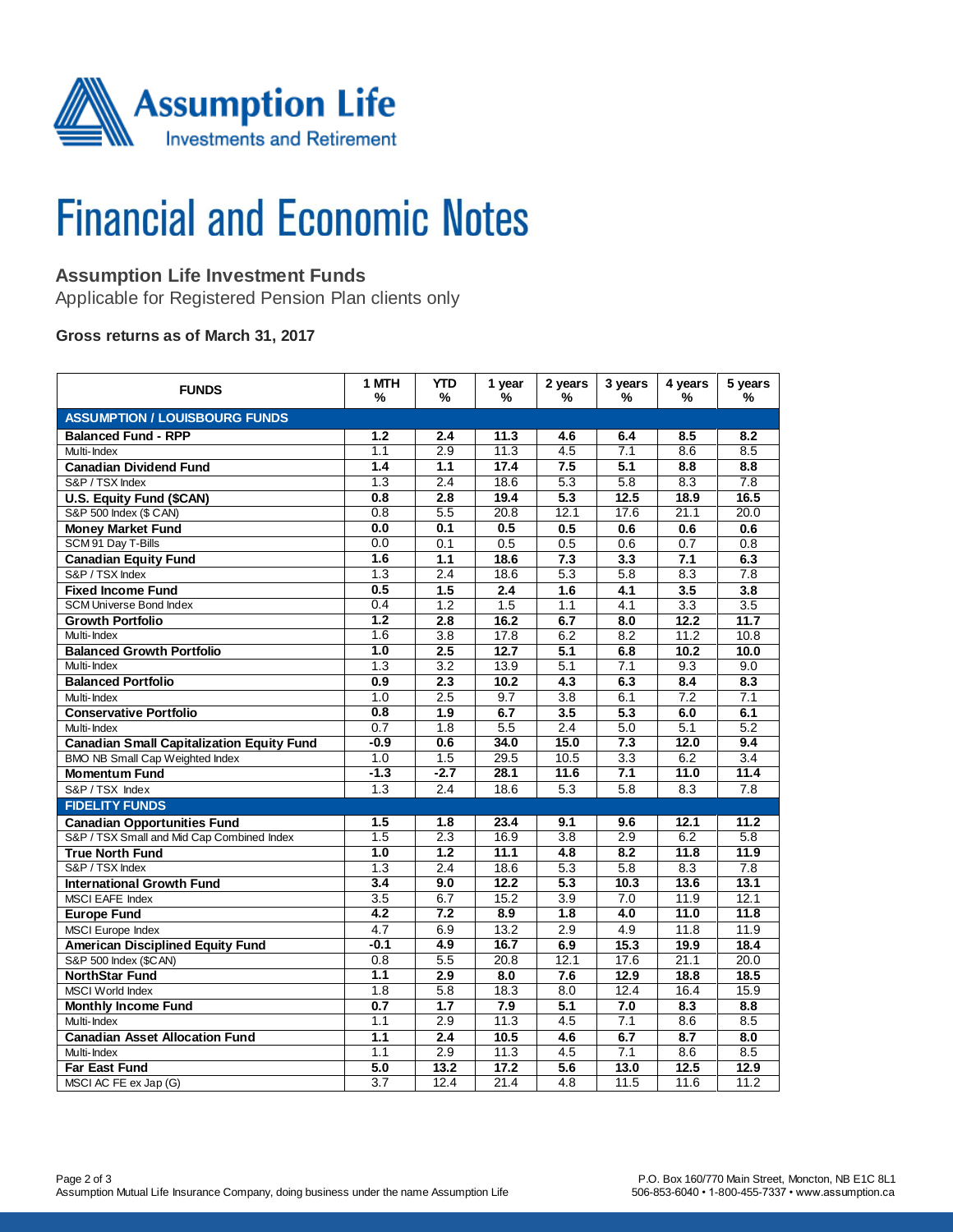Assumption Life

Investments and Retirement

# Financial and Economic Notes

## Assumption Life Investment Funds

Applicable for Registered Pension Plan clients only

### Gross returns as of March 31, 2017

| FUNDS | 1 MTH % | YTD % | 1 year % | 2 years % | 3 years % | 4 years % | 5 years % |
|---|---|---|---|---|---|---|---|
| **ASSUMPTION / LOUISBOURG FUNDS** | | | | | | | |
| **Balanced Fund - RPP** | **1.2** | **2.4** | **11.3** | **4.6** | **6.4** | **8.5** | **8.2** |
| Multi-Index | 1.1 | 2.9 | 11.3 | 4.5 | 7.1 | 8.6 | 8.5 |
| **Canadian Dividend Fund** | **1.4** | **1.1** | **17.4** | **7.5** | **5.1** | **8.8** | **8.8** |
| S&P / TSX Index | 1.3 | 2.4 | 18.6 | 5.3 | 5.8 | 8.3 | 7.8 |
| **U.S. Equity Fund ($CAN)** | **0.8** | **2.8** | **19.4** | **5.3** | **12.5** | **18.9** | **16.5** |
| S&P 500 Index ($ CAN) | 0.8 | 5.5 | 20.8 | 12.1 | 17.6 | 21.1 | 20.0 |
| **Money Market Fund** | **0.0** | **0.1** | **0.5** | **0.5** | **0.6** | **0.6** | **0.6** |
| SCM 91 Day T-Bills | 0.0 | 0.1 | 0.5 | 0.5 | 0.6 | 0.7 | 0.8 |
| **Canadian Equity Fund** | **1.6** | **1.1** | **18.6** | **7.3** | **3.3** | **7.1** | **6.3** |
| S&P / TSX Index | 1.3 | 2.4 | 18.6 | 5.3 | 5.8 | 8.3 | 7.8 |
| **Fixed Income Fund** | **0.5** | **1.5** | **2.4** | **1.6** | **4.1** | **3.5** | **3.8** |
| SCM Universe Bond Index | 0.4 | 1.2 | 1.5 | 1.1 | 4.1 | 3.3 | 3.5 |
| **Growth Portfolio** | **1.2** | **2.8** | **16.2** | **6.7** | **8.0** | **12.2** | **11.7** |
| Multi-Index | 1.6 | 3.8 | 17.8 | 6.2 | 8.2 | 11.2 | 10.8 |
| **Balanced Growth Portfolio** | **1.0** | **2.5** | **12.7** | **5.1** | **6.8** | **10.2** | **10.0** |
| Multi-Index | 1.3 | 3.2 | 13.9 | 5.1 | 7.1 | 9.3 | 9.0 |
| **Balanced Portfolio** | **0.9** | **2.3** | **10.2** | **4.3** | **6.3** | **8.4** | **8.3** |
| Multi-Index | 1.0 | 2.5 | 9.7 | 3.8 | 6.1 | 7.2 | 7.1 |
| **Conservative Portfolio** | **0.8** | **1.9** | **6.7** | **3.5** | **5.3** | **6.0** | **6.1** |
| Multi-Index | 0.7 | 1.8 | 5.5 | 2.4 | 5.0 | 5.1 | 5.2 |
| **Canadian Small Capitalization Equity Fund** | **-0.9** | **0.6** | **34.0** | **15.0** | **7.3** | **12.0** | **9.4** |
| BMO NB Small Cap Weighted Index | 1.0 | 1.5 | 29.5 | 10.5 | 3.3 | 6.2 | 3.4 |
| **Momentum Fund** | **-1.3** | **-2.7** | **28.1** | **11.6** | **7.1** | **11.0** | **11.4** |
| S&P / TSX Index | 1.3 | 2.4 | 18.6 | 5.3 | 5.8 | 8.3 | 7.8 |
| **FIDELITY FUNDS** | | | | | | | |
| **Canadian Opportunities Fund** | **1.5** | **1.8** | **23.4** | **9.1** | **9.6** | **12.1** | **11.2** |
| S&P / TSX Small and Mid Cap Combined Index | 1.5 | 2.3 | 16.9 | 3.8 | 2.9 | 6.2 | 5.8 |
| **True North Fund** | **1.0** | **1.2** | **11.1** | **4.8** | **8.2** | **11.8** | **11.9** |
| S&P / TSX Index | 1.3 | 2.4 | 18.6 | 5.3 | 5.8 | 8.3 | 7.8 |
| **International Growth Fund** | **3.4** | **9.0** | **12.2** | **5.3** | **10.3** | **13.6** | **13.1** |
| MSCI EAFE Index | 3.5 | 6.7 | 15.2 | 3.9 | 7.0 | 11.9 | 12.1 |
| **Europe Fund** | **4.2** | **7.2** | **8.9** | **1.8** | **4.0** | **11.0** | **11.8** |
| MSCI Europe Index | 4.7 | 6.9 | 13.2 | 2.9 | 4.9 | 11.8 | 11.9 |
| **American Disciplined Equity Fund** | **-0.1** | **4.9** | **16.7** | **6.9** | **15.3** | **19.9** | **18.4** |
| S&P 500 Index ($CAN) | 0.8 | 5.5 | 20.8 | 12.1 | 17.6 | 21.1 | 20.0 |
| **NorthStar Fund** | **1.1** | **2.9** | **8.0** | **7.6** | **12.9** | **18.8** | **18.5** |
| MSCI World Index | 1.8 | 5.8 | 18.3 | 8.0 | 12.4 | 16.4 | 15.9 |
| **Monthly Income Fund** | **0.7** | **1.7** | **7.9** | **5.1** | **7.0** | **8.3** | **8.8** |
| Multi-Index | 1.1 | 2.9 | 11.3 | 4.5 | 7.1 | 8.6 | 8.5 |
| **Canadian Asset Allocation Fund** | **1.1** | **2.4** | **10.5** | **4.6** | **6.7** | **8.7** | **8.0** |
| Multi-Index | 1.1 | 2.9 | 11.3 | 4.5 | 7.1 | 8.6 | 8.5 |
| **Far East Fund** | **5.0** | **13.2** | **17.2** | **5.6** | **13.0** | **12.5** | **12.9** |
| MSCI AC FE ex Jap (G) | 3.7 | 12.4 | 21.4 | 4.8 | 11.5 | 11.6 | 11.2 |

Assumption Mutual Life Insurance Company, doing business under the name Assumption Life

P.O. Box 160/770 Main Street, Moncton, NB E1C 8L1
506-853-6040 • 1-800-455-7337 • www.assumption.ca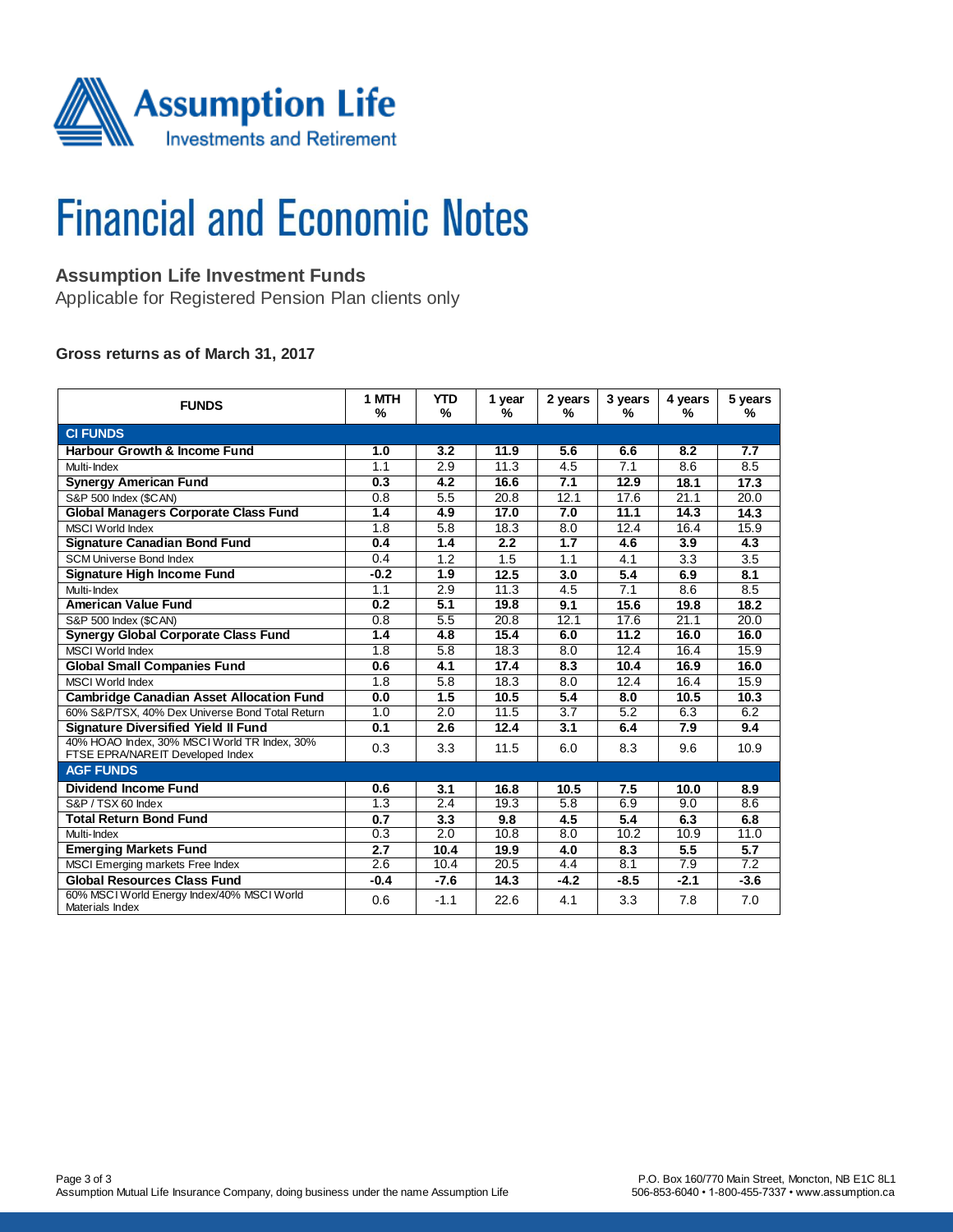Assumption Life
Investments and Retirement

# Financial and Economic Notes

## Assumption Life Investment Funds

Applicable for Registered Pension Plan clients only

### Gross returns as of March 31, 2017

| FUNDS | 1 MTH % | YTD % | 1 year % | 2 years % | 3 years % | 4 years % | 5 years % |
|---|---|---|---|---|---|---|---|
| **CI FUNDS** | | | | | | | |
| **Harbour Growth & Income Fund** | **1.0** | **3.2** | **11.9** | **5.6** | **6.6** | **8.2** | **7.7** |
| Multi-Index | 1.1 | 2.9 | 11.3 | 4.5 | 7.1 | 8.6 | 8.5 |
| **Synergy American Fund** | **0.3** | **4.2** | **16.6** | **7.1** | **12.9** | **18.1** | **17.3** |
| S&P 500 Index ($CAN) | 0.8 | 5.5 | 20.8 | 12.1 | 17.6 | 21.1 | 20.0 |
| **Global Managers Corporate Class Fund** | **1.4** | **4.9** | **17.0** | **7.0** | **11.1** | **14.3** | **14.3** |
| MSCI World Index | 1.8 | 5.8 | 18.3 | 8.0 | 12.4 | 16.4 | 15.9 |
| **Signature Canadian Bond Fund** | **0.4** | **1.4** | **2.2** | **1.7** | **4.6** | **3.9** | **4.3** |
| SCM Universe Bond Index | 0.4 | 1.2 | 1.5 | 1.1 | 4.1 | 3.3 | 3.5 |
| **Signature High Income Fund** | **-0.2** | **1.9** | **12.5** | **3.0** | **5.4** | **6.9** | **8.1** |
| Multi-Index | 1.1 | 2.9 | 11.3 | 4.5 | 7.1 | 8.6 | 8.5 |
| **American Value Fund** | **0.2** | **5.1** | **19.8** | **9.1** | **15.6** | **19.8** | **18.2** |
| S&P 500 Index ($CAN) | 0.8 | 5.5 | 20.8 | 12.1 | 17.6 | 21.1 | 20.0 |
| **Synergy Global Corporate Class Fund** | **1.4** | **4.8** | **15.4** | **6.0** | **11.2** | **16.0** | **16.0** |
| MSCI World Index | 1.8 | 5.8 | 18.3 | 8.0 | 12.4 | 16.4 | 15.9 |
| **Global Small Companies Fund** | **0.6** | **4.1** | **17.4** | **8.3** | **10.4** | **16.9** | **16.0** |
| MSCI World Index | 1.8 | 5.8 | 18.3 | 8.0 | 12.4 | 16.4 | 15.9 |
| **Cambridge Canadian Asset Allocation Fund** | **0.0** | **1.5** | **10.5** | **5.4** | **8.0** | **10.5** | **10.3** |
| 60% S&P/TSX, 40% Dex Universe Bond Total Return | 1.0 | 2.0 | 11.5 | 3.7 | 5.2 | 6.3 | 6.2 |
| **Signature Diversified Yield II Fund** | **0.1** | **2.6** | **12.4** | **3.1** | **6.4** | **7.9** | **9.4** |
| 40% HOAO Index, 30% MSCI World TR Index, 30% FTSE EPRA/NAREIT Developed Index | 0.3 | 3.3 | 11.5 | 6.0 | 8.3 | 9.6 | 10.9 |
| **AGF FUNDS** | | | | | | | |
| **Dividend Income Fund** | **0.6** | **3.1** | **16.8** | **10.5** | **7.5** | **10.0** | **8.9** |
| S&P / TSX 60 Index | 1.3 | 2.4 | 19.3 | 5.8 | 6.9 | 9.0 | 8.6 |
| **Total Return Bond Fund** | **0.7** | **3.3** | **9.8** | **4.5** | **5.4** | **6.3** | **6.8** |
| Multi-Index | 0.3 | 2.0 | 10.8 | 8.0 | 10.2 | 10.9 | 11.0 |
| **Emerging Markets Fund** | **2.7** | **10.4** | **19.9** | **4.0** | **8.3** | **5.5** | **5.7** |
| MSCI Emerging markets Free Index | 2.6 | 10.4 | 20.5 | 4.4 | 8.1 | 7.9 | 7.2 |
| **Global Resources Class Fund** | **-0.4** | **-7.6** | **14.3** | **-4.2** | **-8.5** | **-2.1** | **-3.6** |
| 60% MSCI World Energy Index/40% MSCI World Materials Index | 0.6 | -1.1 | 22.6 | 4.1 | 3.3 | 7.8 | 7.0 |

Assumption Mutual Life Insurance Company, doing business under the name Assumption Life

P.O. Box 160/770 Main Street, Moncton, NB E1C 8L1
506-853-6040 • 1-800-455-7337 • www.assumption.ca